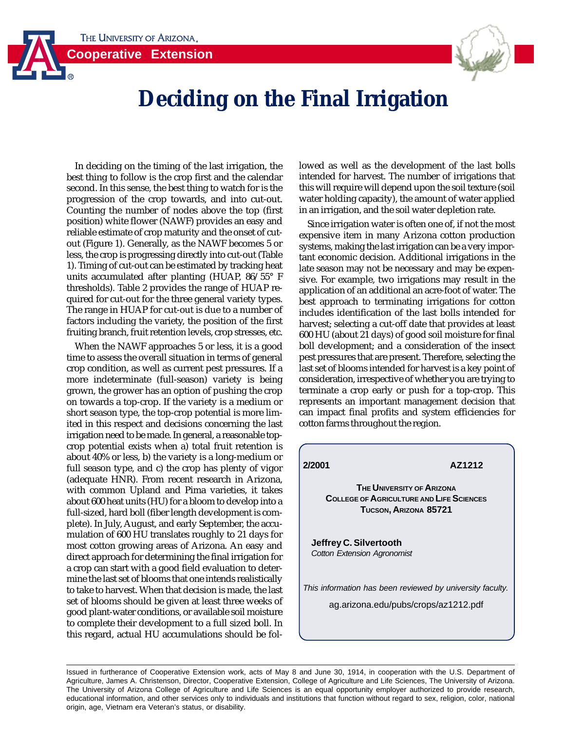# Deciding on the Final Irrigation

In deciding on the timing of the last irrigation, the best thing to follow is the crop first and the calendar second. In this sense, the best thing to watch for is the progression of the crop towards, and into cut-out. Counting the number of nodes above the top (first position) white flower (NAWF) provides an easy and reliable estimate of crop maturity and the onset of cut-out (Figure 1). Generally, as the NAWF becomes 5 or less, the crop is progressing directly into cut-out (Table 1). Timing of cut-out can be estimated by tracking heat units accumulated after planting (HUAP, 86/55° F thresholds). Table 2 provides the range of HUAP required for cut-out for the three general variety types. The range in HUAP for cut-out is due to a number of factors including the variety, the position of the first fruiting branch, fruit retention levels, crop stresses, etc.

When the NAWF approaches 5 or less, it is a good time to assess the overall situation in terms of general crop condition, as well as current pest pressures. If a more indeterminate (full-season) variety is being grown, the grower has an option of pushing the crop on towards a top-crop. If the variety is a medium or short season type, the top-crop potential is more limited in this respect and decisions concerning the last irrigation need to be made. In general, a reasonable top-crop potential exists when a) total fruit retention is about 40% or less, b) the variety is a long-medium or full season type, and c) the crop has plenty of vigor (adequate HNR). From recent research in Arizona, with common Upland and Pima varieties, it takes about 600 heat units (HU) for a bloom to develop into a full-sized, hard boll (fiber length development is complete). In July, August, and early September, the accumulation of 600 HU translates roughly to 21 days for most cotton growing areas of Arizona. An easy and direct approach for determining the final irrigation for a crop can start with a good field evaluation to determine the last set of blooms that one intends realistically to take to harvest. When that decision is made, the last set of blooms should be given at least three weeks of good plant-water conditions, or available soil moisture to complete their development to a full sized boll. In this regard, actual HU accumulations should be followed as well as the development of the last bolls intended for harvest. The number of irrigations that this will require will depend upon the soil texture (soil water holding capacity), the amount of water applied in an irrigation, and the soil water depletion rate.

Since irrigation water is often one of, if not the most expensive item in many Arizona cotton production systems, making the last irrigation can be a very important economic decision. Additional irrigations in the late season may not be necessary and may be expensive. For example, two irrigations may result in the application of an additional an acre-foot of water. The best approach to terminating irrigations for cotton includes identification of the last bolls intended for harvest; selecting a cut-off date that provides at least 600 HU (about 21 days) of good soil moisture for final boll development; and a consideration of the insect pest pressures that are present. Therefore, selecting the last set of blooms intended for harvest is a key point of consideration, irrespective of whether you are trying to terminate a crop early or push for a top-crop. This represents an important management decision that can impact final profits and system efficiencies for cotton farms throughout the region.

**2/2001** **AZ1212**

**THE UNIVERSITY OF ARIZONA**
**COLLEGE OF AGRICULTURE AND LIFE SCIENCES**
**TUCSON, ARIZONA 85721**

**Jeffrey C. Silvertooth**
*Cotton Extension Agronomist*

*This information has been reviewed by university faculty.*

ag.arizona.edu/pubs/crops/az1212.pdf

Issued in furtherance of Cooperative Extension work, acts of May 8 and June 30, 1914, in cooperation with the U.S. Department of Agriculture, James A. Christenson, Director, Cooperative Extension, College of Agriculture and Life Sciences, The University of Arizona. The University of Arizona College of Agriculture and Life Sciences is an equal opportunity employer authorized to provide research, educational information, and other services only to individuals and institutions that function without regard to sex, religion, color, national origin, age, Vietnam era Veteran's status, or disability.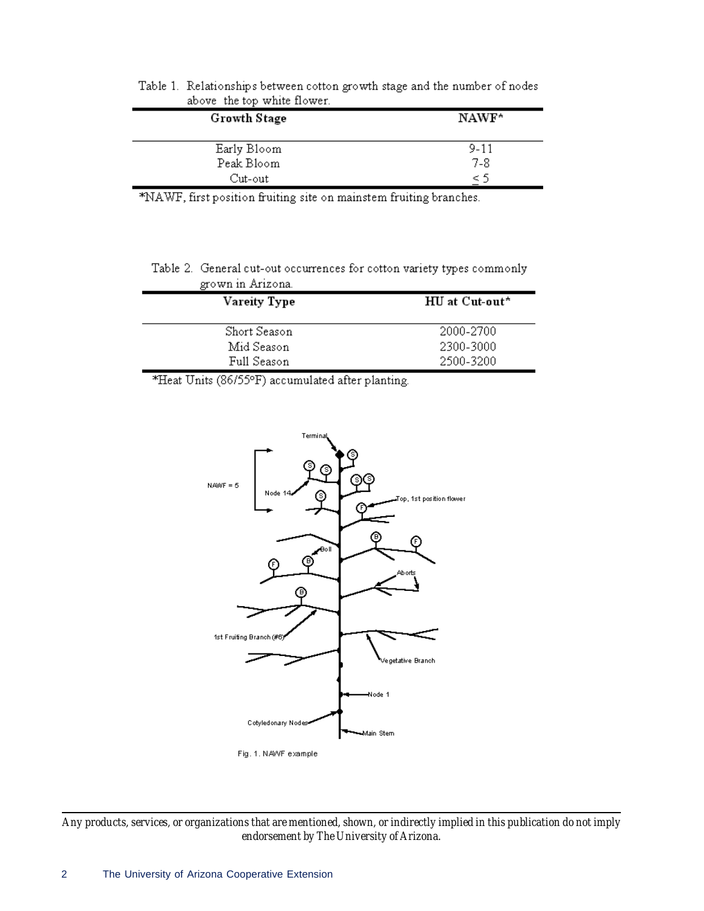Table 1. Relationships between cotton growth stage and the number of nodes above the top white flower.

| Growth Stage | NAWF* |
|---|---|
| Early Bloom | 9-11 |
| Peak Bloom | 7-8 |
| Cut-out | ≤ 5 |

*NAWF, first position fruiting site on mainstem fruiting branches.

Table 2. General cut-out occurrences for cotton variety types commonly grown in Arizona.

| Vareity Type | HU at Cut-out* |
|---|---|
| Short Season | 2000-2700 |
| Mid Season | 2300-3000 |
| Full Season | 2500-3200 |

*Heat Units (86/55ºF) accumulated after planting.

Terminal
NAWF = 5
Node 14
Top, 1st position flower
Boll
Aborts
1st Fruiting Branch (#6)
Vegetative Branch
Node 1
Cotyledonary Nodes
Main Stem

Fig. 1. NAWF example

*Any products, services, or organizations that are mentioned, shown, or indirectly implied in this publication do not imply endorsement by The University of Arizona.*